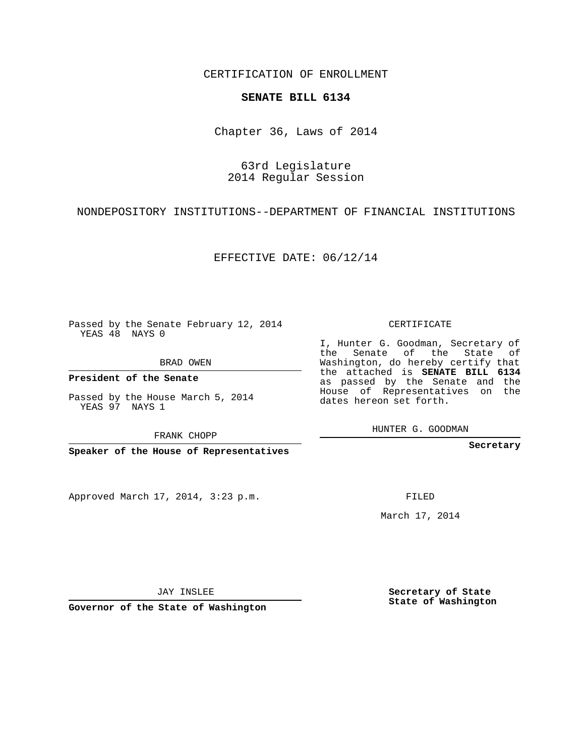CERTIFICATION OF ENROLLMENT

**SENATE BILL 6134**

Chapter 36, Laws of 2014

63rd Legislature
2014 Regular Session

NONDEPOSITORY INSTITUTIONS--DEPARTMENT OF FINANCIAL INSTITUTIONS

EFFECTIVE DATE: 06/12/14

Passed by the Senate February 12, 2014
YEAS 48 NAYS 0

BRAD OWEN

**President of the Senate**

Passed by the House March 5, 2014
YEAS 97 NAYS 1

FRANK CHOPP

**Speaker of the House of Representatives**

CERTIFICATE

I, Hunter G. Goodman, Secretary of the Senate of the State of Washington, do hereby certify that the attached is **SENATE BILL 6134** as passed by the Senate and the House of Representatives on the dates hereon set forth.

HUNTER G. GOODMAN

**Secretary**

Approved March 17, 2014, 3:23 p.m.

FILED

March 17, 2014

JAY INSLEE

**Governor of the State of Washington**

**Secretary of State**
**State of Washington**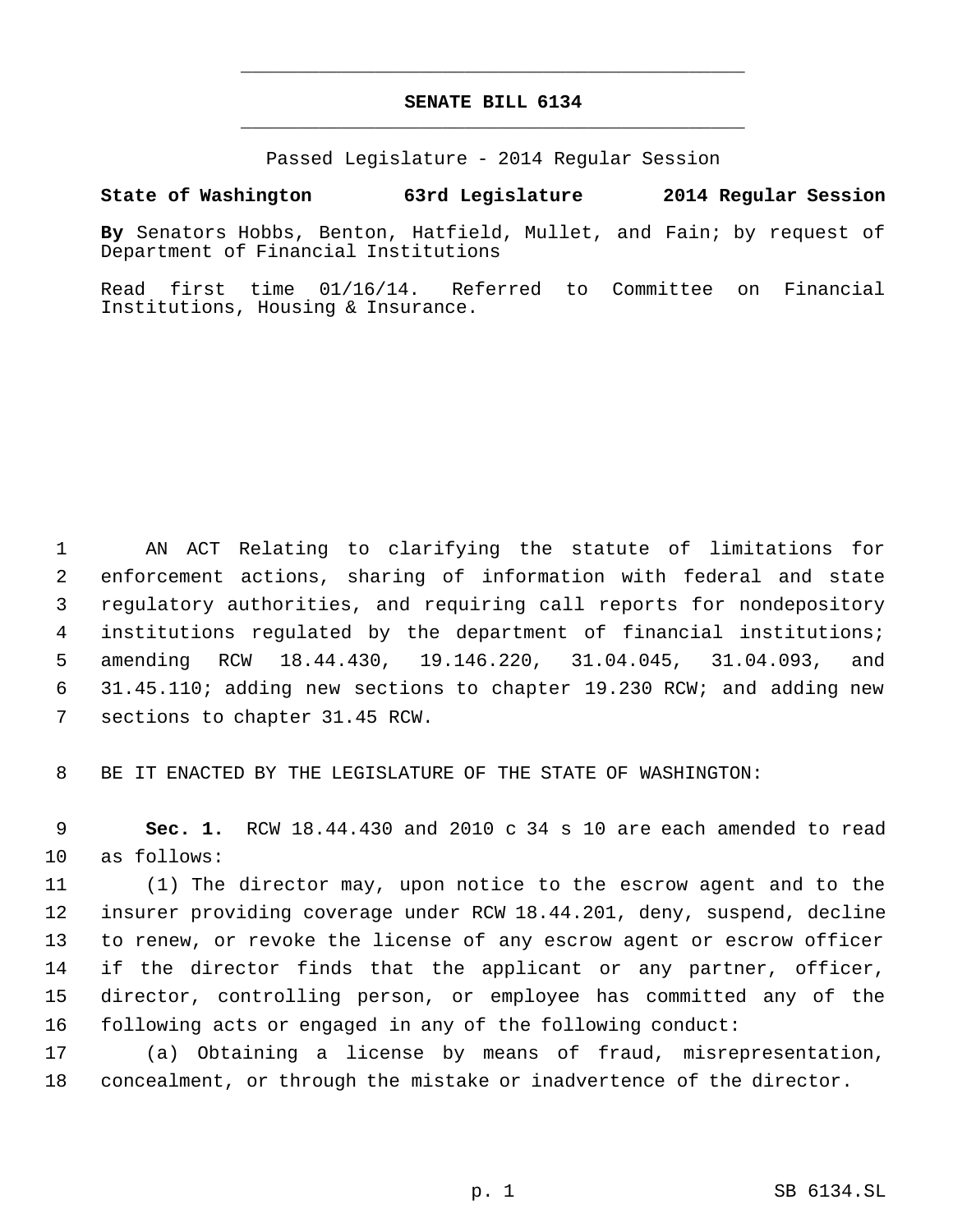# SENATE BILL 6134

Passed Legislature - 2014 Regular Session

**State of Washington 63rd Legislature 2014 Regular Session**

**By** Senators Hobbs, Benton, Hatfield, Mullet, and Fain; by request of Department of Financial Institutions

Read first time 01/16/14. Referred to Committee on Financial Institutions, Housing & Insurance.

AN ACT Relating to clarifying the statute of limitations for enforcement actions, sharing of information with federal and state regulatory authorities, and requiring call reports for nondepository institutions regulated by the department of financial institutions; amending RCW 18.44.430, 19.146.220, 31.04.045, 31.04.093, and 31.45.110; adding new sections to chapter 19.230 RCW; and adding new sections to chapter 31.45 RCW.

BE IT ENACTED BY THE LEGISLATURE OF THE STATE OF WASHINGTON:

**Sec. 1.** RCW 18.44.430 and 2010 c 34 s 10 are each amended to read as follows:

(1) The director may, upon notice to the escrow agent and to the insurer providing coverage under RCW 18.44.201, deny, suspend, decline to renew, or revoke the license of any escrow agent or escrow officer if the director finds that the applicant or any partner, officer, director, controlling person, or employee has committed any of the following acts or engaged in any of the following conduct:

(a) Obtaining a license by means of fraud, misrepresentation, concealment, or through the mistake or inadvertence of the director.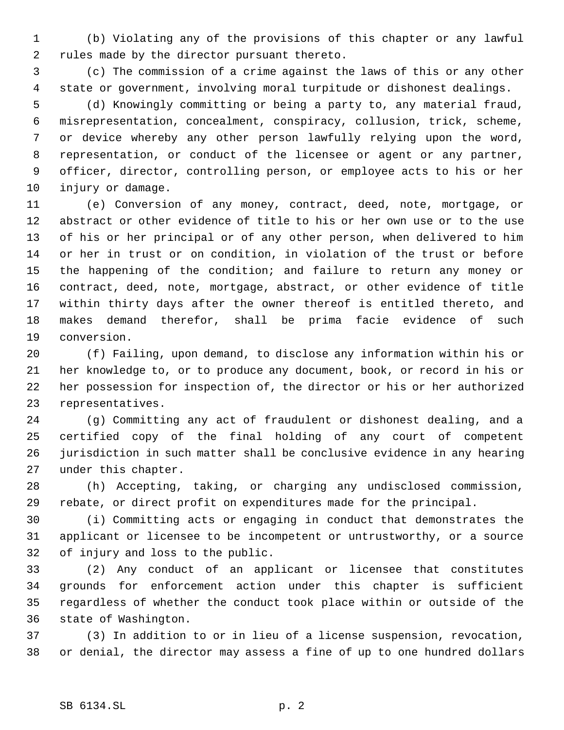(b) Violating any of the provisions of this chapter or any lawful rules made by the director pursuant thereto.

(c) The commission of a crime against the laws of this or any other state or government, involving moral turpitude or dishonest dealings.

(d) Knowingly committing or being a party to, any material fraud, misrepresentation, concealment, conspiracy, collusion, trick, scheme, or device whereby any other person lawfully relying upon the word, representation, or conduct of the licensee or agent or any partner, officer, director, controlling person, or employee acts to his or her injury or damage.

(e) Conversion of any money, contract, deed, note, mortgage, or abstract or other evidence of title to his or her own use or to the use of his or her principal or of any other person, when delivered to him or her in trust or on condition, in violation of the trust or before the happening of the condition; and failure to return any money or contract, deed, note, mortgage, abstract, or other evidence of title within thirty days after the owner thereof is entitled thereto, and makes demand therefor, shall be prima facie evidence of such conversion.

(f) Failing, upon demand, to disclose any information within his or her knowledge to, or to produce any document, book, or record in his or her possession for inspection of, the director or his or her authorized representatives.

(g) Committing any act of fraudulent or dishonest dealing, and a certified copy of the final holding of any court of competent jurisdiction in such matter shall be conclusive evidence in any hearing under this chapter.

(h) Accepting, taking, or charging any undisclosed commission, rebate, or direct profit on expenditures made for the principal.

(i) Committing acts or engaging in conduct that demonstrates the applicant or licensee to be incompetent or untrustworthy, or a source of injury and loss to the public.

(2) Any conduct of an applicant or licensee that constitutes grounds for enforcement action under this chapter is sufficient regardless of whether the conduct took place within or outside of the state of Washington.

(3) In addition to or in lieu of a license suspension, revocation, or denial, the director may assess a fine of up to one hundred dollars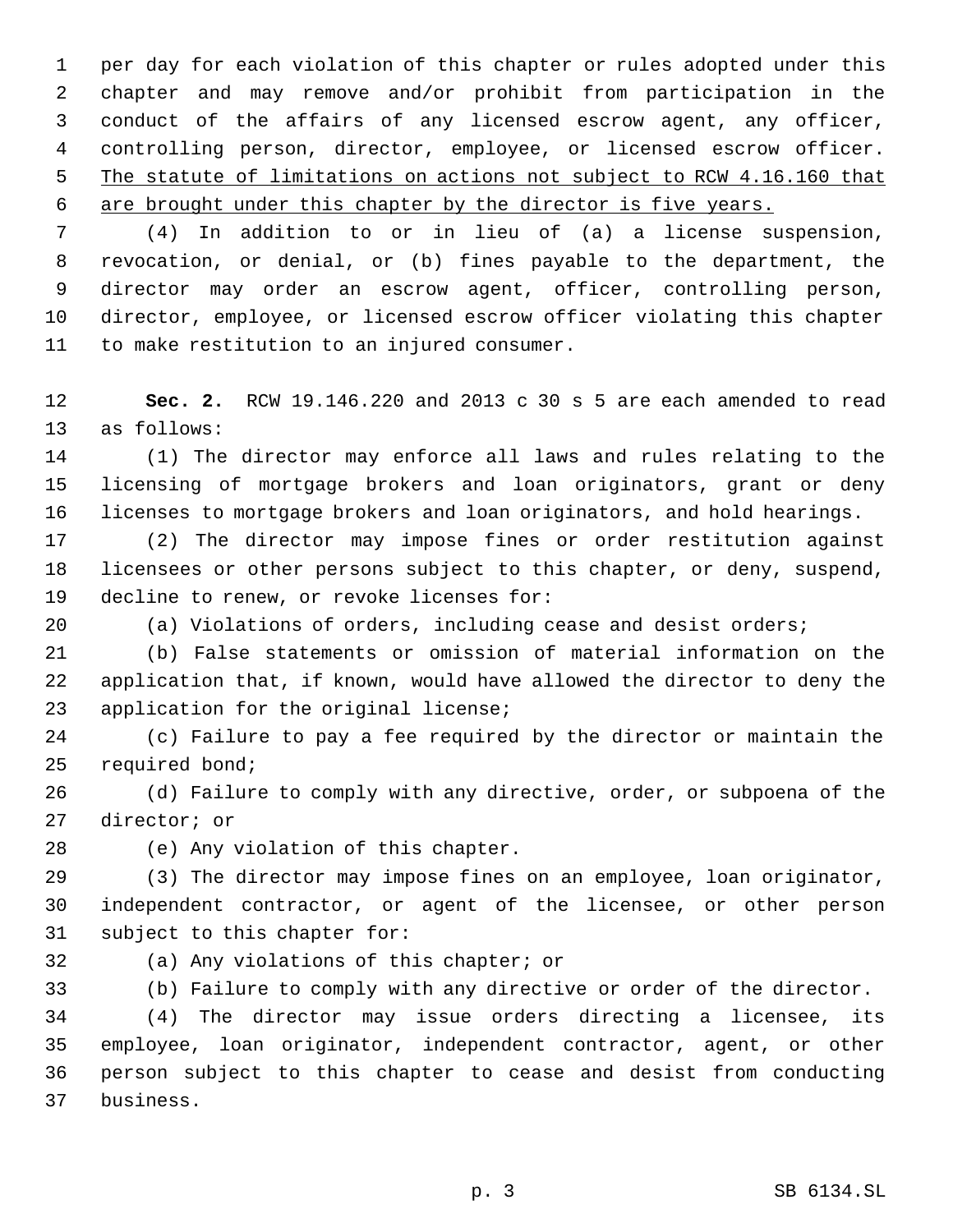per day for each violation of this chapter or rules adopted under this chapter and may remove and/or prohibit from participation in the conduct of the affairs of any licensed escrow agent, any officer, controlling person, director, employee, or licensed escrow officer. <u>The statute of limitations on actions not subject to RCW 4.16.160 that are brought under this chapter by the director is five years.</u>

(4) In addition to or in lieu of (a) a license suspension, revocation, or denial, or (b) fines payable to the department, the director may order an escrow agent, officer, controlling person, director, employee, or licensed escrow officer violating this chapter to make restitution to an injured consumer.

**Sec. 2.** RCW 19.146.220 and 2013 c 30 s 5 are each amended to read as follows:

(1) The director may enforce all laws and rules relating to the licensing of mortgage brokers and loan originators, grant or deny licenses to mortgage brokers and loan originators, and hold hearings.

(2) The director may impose fines or order restitution against licensees or other persons subject to this chapter, or deny, suspend, decline to renew, or revoke licenses for:

(a) Violations of orders, including cease and desist orders;

(b) False statements or omission of material information on the application that, if known, would have allowed the director to deny the application for the original license;

(c) Failure to pay a fee required by the director or maintain the required bond;

(d) Failure to comply with any directive, order, or subpoena of the director; or

(e) Any violation of this chapter.

(3) The director may impose fines on an employee, loan originator, independent contractor, or agent of the licensee, or other person subject to this chapter for:

(a) Any violations of this chapter; or

(b) Failure to comply with any directive or order of the director.

(4) The director may issue orders directing a licensee, its employee, loan originator, independent contractor, agent, or other person subject to this chapter to cease and desist from conducting business.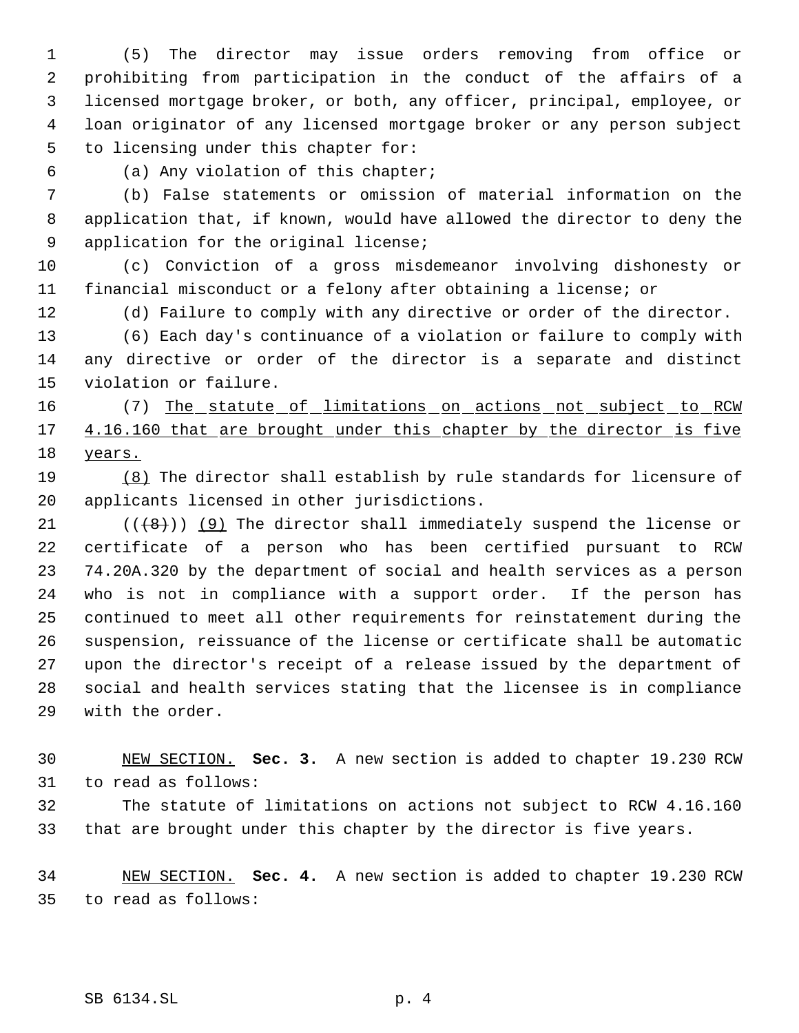(5) The director may issue orders removing from office or prohibiting from participation in the conduct of the affairs of a licensed mortgage broker, or both, any officer, principal, employee, or loan originator of any licensed mortgage broker or any person subject to licensing under this chapter for:

(a) Any violation of this chapter;

(b) False statements or omission of material information on the application that, if known, would have allowed the director to deny the application for the original license;

(c) Conviction of a gross misdemeanor involving dishonesty or financial misconduct or a felony after obtaining a license; or

(d) Failure to comply with any directive or order of the director.

(6) Each day's continuance of a violation or failure to comply with any directive or order of the director is a separate and distinct violation or failure.

(7) <u>The statute of limitations on actions not subject to RCW 4.16.160 that are brought under this chapter by the director is five years.</u>

<u>(8)</u> The director shall establish by rule standards for licensure of applicants licensed in other jurisdictions.

(( ~~(8)~~ )) <u>(9)</u> The director shall immediately suspend the license or certificate of a person who has been certified pursuant to RCW 74.20A.320 by the department of social and health services as a person who is not in compliance with a support order. If the person has continued to meet all other requirements for reinstatement during the suspension, reissuance of the license or certificate shall be automatic upon the director's receipt of a release issued by the department of social and health services stating that the licensee is in compliance with the order.

<u>NEW SECTION.</u> **Sec. 3.** A new section is added to chapter 19.230 RCW to read as follows:

The statute of limitations on actions not subject to RCW 4.16.160 that are brought under this chapter by the director is five years.

<u>NEW SECTION.</u> **Sec. 4.** A new section is added to chapter 19.230 RCW to read as follows: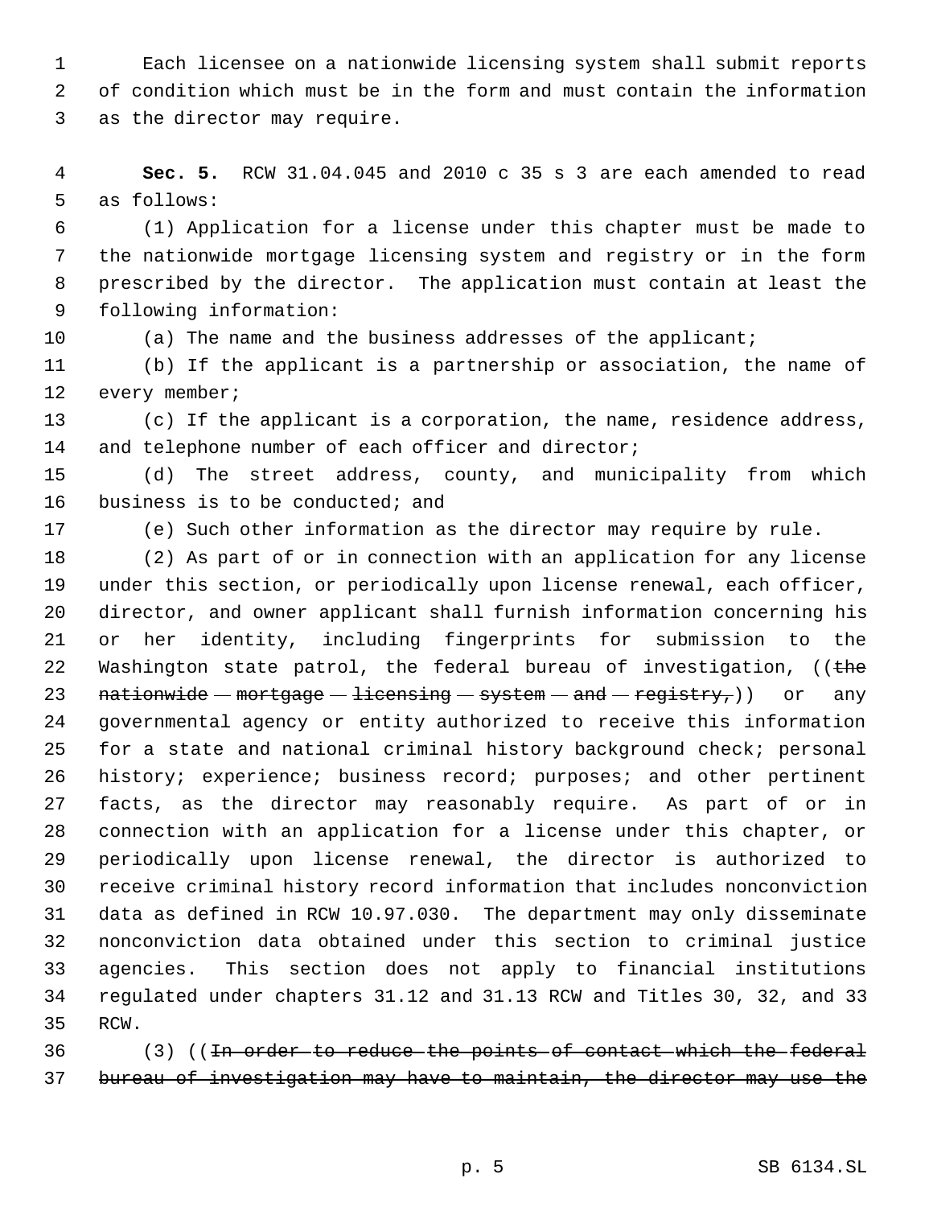Each licensee on a nationwide licensing system shall submit reports of condition which must be in the form and must contain the information as the director may require.

**Sec. 5.** RCW 31.04.045 and 2010 c 35 s 3 are each amended to read as follows:

(1) Application for a license under this chapter must be made to the nationwide mortgage licensing system and registry or in the form prescribed by the director. The application must contain at least the following information:

(a) The name and the business addresses of the applicant;

(b) If the applicant is a partnership or association, the name of every member;

(c) If the applicant is a corporation, the name, residence address, and telephone number of each officer and director;

(d) The street address, county, and municipality from which business is to be conducted; and

(e) Such other information as the director may require by rule.

(2) As part of or in connection with an application for any license under this section, or periodically upon license renewal, each officer, director, and owner applicant shall furnish information concerning his or her identity, including fingerprints for submission to the Washington state patrol, the federal bureau of investigation, ((~~the nationwide mortgage licensing system and registry,~~)) or any governmental agency or entity authorized to receive this information for a state and national criminal history background check; personal history; experience; business record; purposes; and other pertinent facts, as the director may reasonably require. As part of or in connection with an application for a license under this chapter, or periodically upon license renewal, the director is authorized to receive criminal history record information that includes nonconviction data as defined in RCW 10.97.030. The department may only disseminate nonconviction data obtained under this section to criminal justice agencies. This section does not apply to financial institutions regulated under chapters 31.12 and 31.13 RCW and Titles 30, 32, and 33 RCW.

(3) ((~~In order to reduce the points of contact which the federal bureau of investigation may have to maintain, the director may use the~~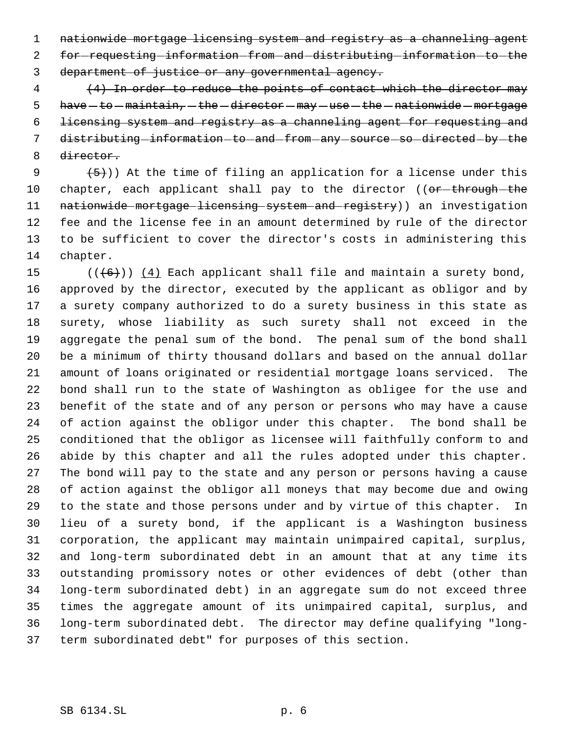~~nationwide mortgage licensing system and registry as a channeling agent for requesting information from and distributing information to the department of justice or any governmental agency.~~

~~(4) In order to reduce the points of contact which the director may have to maintain, the director may use the nationwide mortgage licensing system and registry as a channeling agent for requesting and distributing information to and from any source so directed by the director.~~

~~(5)~~)) At the time of filing an application for a license under this chapter, each applicant shall pay to the director ((~~or through the nationwide mortgage licensing system and registry~~)) an investigation fee and the license fee in an amount determined by rule of the director to be sufficient to cover the director's costs in administering this chapter.

((~~(6)~~)) (4) Each applicant shall file and maintain a surety bond, approved by the director, executed by the applicant as obligor and by a surety company authorized to do a surety business in this state as surety, whose liability as such surety shall not exceed in the aggregate the penal sum of the bond. The penal sum of the bond shall be a minimum of thirty thousand dollars and based on the annual dollar amount of loans originated or residential mortgage loans serviced. The bond shall run to the state of Washington as obligee for the use and benefit of the state and of any person or persons who may have a cause of action against the obligor under this chapter. The bond shall be conditioned that the obligor as licensee will faithfully conform to and abide by this chapter and all the rules adopted under this chapter. The bond will pay to the state and any person or persons having a cause of action against the obligor all moneys that may become due and owing to the state and those persons under and by virtue of this chapter. In lieu of a surety bond, if the applicant is a Washington business corporation, the applicant may maintain unimpaired capital, surplus, and long-term subordinated debt in an amount that at any time its outstanding promissory notes or other evidences of debt (other than long-term subordinated debt) in an aggregate sum do not exceed three times the aggregate amount of its unimpaired capital, surplus, and long-term subordinated debt. The director may define qualifying "long-term subordinated debt" for purposes of this section.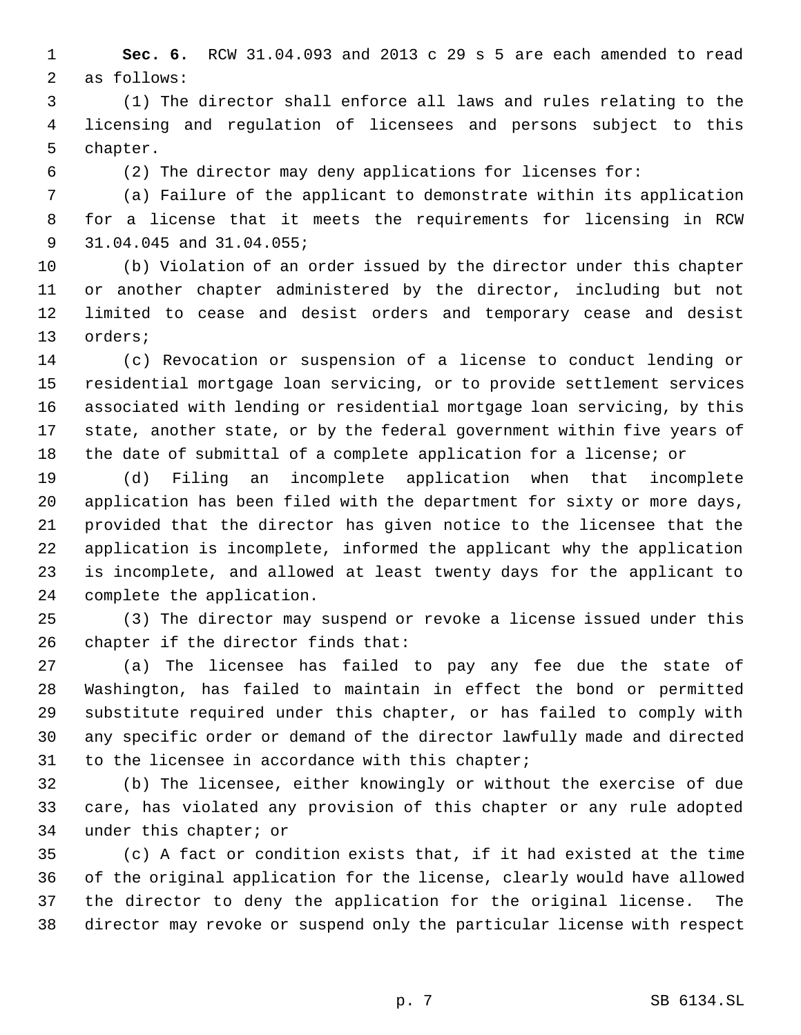**Sec. 6.** RCW 31.04.093 and 2013 c 29 s 5 are each amended to read as follows:

(1) The director shall enforce all laws and rules relating to the licensing and regulation of licensees and persons subject to this chapter.

(2) The director may deny applications for licenses for:

(a) Failure of the applicant to demonstrate within its application for a license that it meets the requirements for licensing in RCW 31.04.045 and 31.04.055;

(b) Violation of an order issued by the director under this chapter or another chapter administered by the director, including but not limited to cease and desist orders and temporary cease and desist orders;

(c) Revocation or suspension of a license to conduct lending or residential mortgage loan servicing, or to provide settlement services associated with lending or residential mortgage loan servicing, by this state, another state, or by the federal government within five years of the date of submittal of a complete application for a license; or

(d) Filing an incomplete application when that incomplete application has been filed with the department for sixty or more days, provided that the director has given notice to the licensee that the application is incomplete, informed the applicant why the application is incomplete, and allowed at least twenty days for the applicant to complete the application.

(3) The director may suspend or revoke a license issued under this chapter if the director finds that:

(a) The licensee has failed to pay any fee due the state of Washington, has failed to maintain in effect the bond or permitted substitute required under this chapter, or has failed to comply with any specific order or demand of the director lawfully made and directed to the licensee in accordance with this chapter;

(b) The licensee, either knowingly or without the exercise of due care, has violated any provision of this chapter or any rule adopted under this chapter; or

(c) A fact or condition exists that, if it had existed at the time of the original application for the license, clearly would have allowed the director to deny the application for the original license. The director may revoke or suspend only the particular license with respect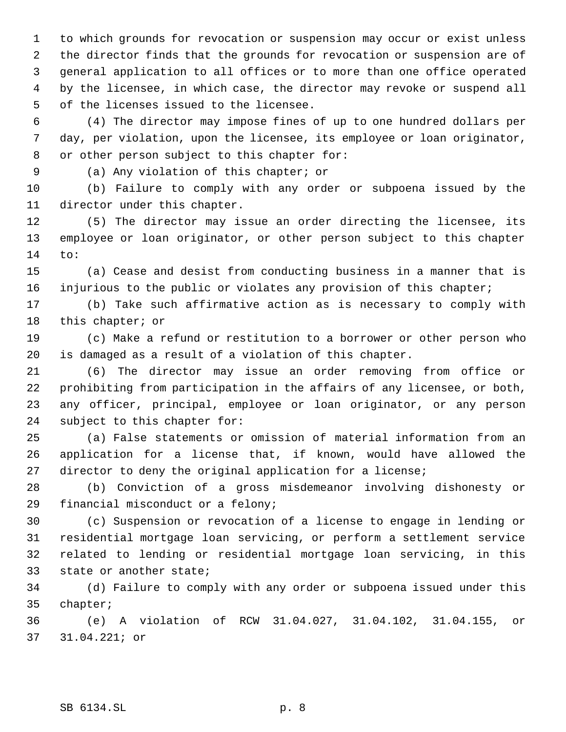to which grounds for revocation or suspension may occur or exist unless the director finds that the grounds for revocation or suspension are of general application to all offices or to more than one office operated by the licensee, in which case, the director may revoke or suspend all of the licenses issued to the licensee.

(4) The director may impose fines of up to one hundred dollars per day, per violation, upon the licensee, its employee or loan originator, or other person subject to this chapter for:

(a) Any violation of this chapter; or

(b) Failure to comply with any order or subpoena issued by the director under this chapter.

(5) The director may issue an order directing the licensee, its employee or loan originator, or other person subject to this chapter to:

(a) Cease and desist from conducting business in a manner that is injurious to the public or violates any provision of this chapter;

(b) Take such affirmative action as is necessary to comply with this chapter; or

(c) Make a refund or restitution to a borrower or other person who is damaged as a result of a violation of this chapter.

(6) The director may issue an order removing from office or prohibiting from participation in the affairs of any licensee, or both, any officer, principal, employee or loan originator, or any person subject to this chapter for:

(a) False statements or omission of material information from an application for a license that, if known, would have allowed the director to deny the original application for a license;

(b) Conviction of a gross misdemeanor involving dishonesty or financial misconduct or a felony;

(c) Suspension or revocation of a license to engage in lending or residential mortgage loan servicing, or perform a settlement service related to lending or residential mortgage loan servicing, in this state or another state;

(d) Failure to comply with any order or subpoena issued under this chapter;

(e) A violation of RCW 31.04.027, 31.04.102, 31.04.155, or 31.04.221; or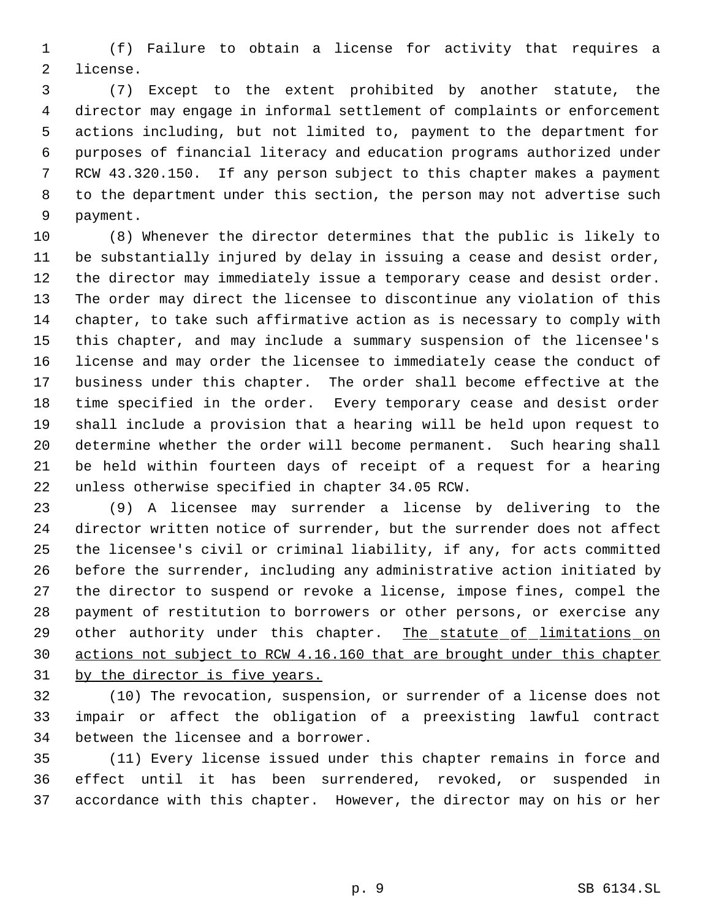(f) Failure to obtain a license for activity that requires a license.

(7) Except to the extent prohibited by another statute, the director may engage in informal settlement of complaints or enforcement actions including, but not limited to, payment to the department for purposes of financial literacy and education programs authorized under RCW 43.320.150. If any person subject to this chapter makes a payment to the department under this section, the person may not advertise such payment.

(8) Whenever the director determines that the public is likely to be substantially injured by delay in issuing a cease and desist order, the director may immediately issue a temporary cease and desist order. The order may direct the licensee to discontinue any violation of this chapter, to take such affirmative action as is necessary to comply with this chapter, and may include a summary suspension of the licensee's license and may order the licensee to immediately cease the conduct of business under this chapter. The order shall become effective at the time specified in the order. Every temporary cease and desist order shall include a provision that a hearing will be held upon request to determine whether the order will become permanent. Such hearing shall be held within fourteen days of receipt of a request for a hearing unless otherwise specified in chapter 34.05 RCW.

(9) A licensee may surrender a license by delivering to the director written notice of surrender, but the surrender does not affect the licensee's civil or criminal liability, if any, for acts committed before the surrender, including any administrative action initiated by the director to suspend or revoke a license, impose fines, compel the payment of restitution to borrowers or other persons, or exercise any other authority under this chapter. <u>The statute of limitations on actions not subject to RCW 4.16.160 that are brought under this chapter by the director is five years.</u>

(10) The revocation, suspension, or surrender of a license does not impair or affect the obligation of a preexisting lawful contract between the licensee and a borrower.

(11) Every license issued under this chapter remains in force and effect until it has been surrendered, revoked, or suspended in accordance with this chapter. However, the director may on his or her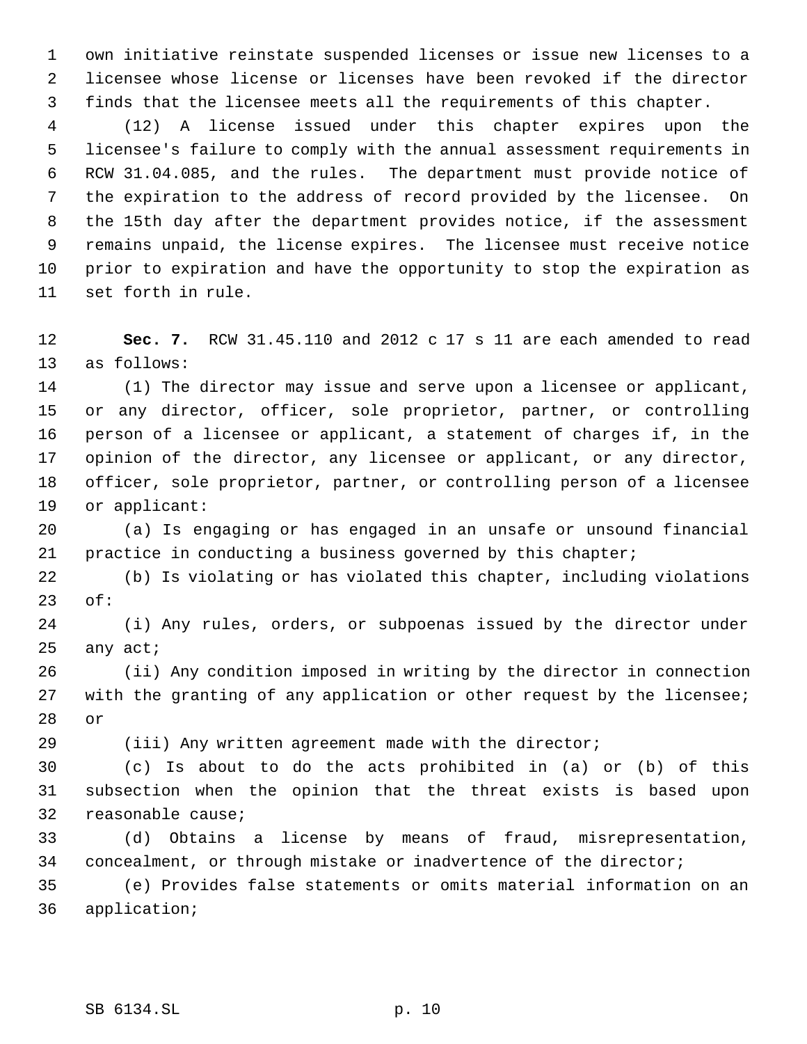own initiative reinstate suspended licenses or issue new licenses to a licensee whose license or licenses have been revoked if the director finds that the licensee meets all the requirements of this chapter.

(12) A license issued under this chapter expires upon the licensee's failure to comply with the annual assessment requirements in RCW 31.04.085, and the rules. The department must provide notice of the expiration to the address of record provided by the licensee. On the 15th day after the department provides notice, if the assessment remains unpaid, the license expires. The licensee must receive notice prior to expiration and have the opportunity to stop the expiration as set forth in rule.

**Sec. 7.** RCW 31.45.110 and 2012 c 17 s 11 are each amended to read as follows:

(1) The director may issue and serve upon a licensee or applicant, or any director, officer, sole proprietor, partner, or controlling person of a licensee or applicant, a statement of charges if, in the opinion of the director, any licensee or applicant, or any director, officer, sole proprietor, partner, or controlling person of a licensee or applicant:

(a) Is engaging or has engaged in an unsafe or unsound financial practice in conducting a business governed by this chapter;

(b) Is violating or has violated this chapter, including violations of:

(i) Any rules, orders, or subpoenas issued by the director under any act;

(ii) Any condition imposed in writing by the director in connection with the granting of any application or other request by the licensee; or

(iii) Any written agreement made with the director;

(c) Is about to do the acts prohibited in (a) or (b) of this subsection when the opinion that the threat exists is based upon reasonable cause;

(d) Obtains a license by means of fraud, misrepresentation, concealment, or through mistake or inadvertence of the director;

(e) Provides false statements or omits material information on an application;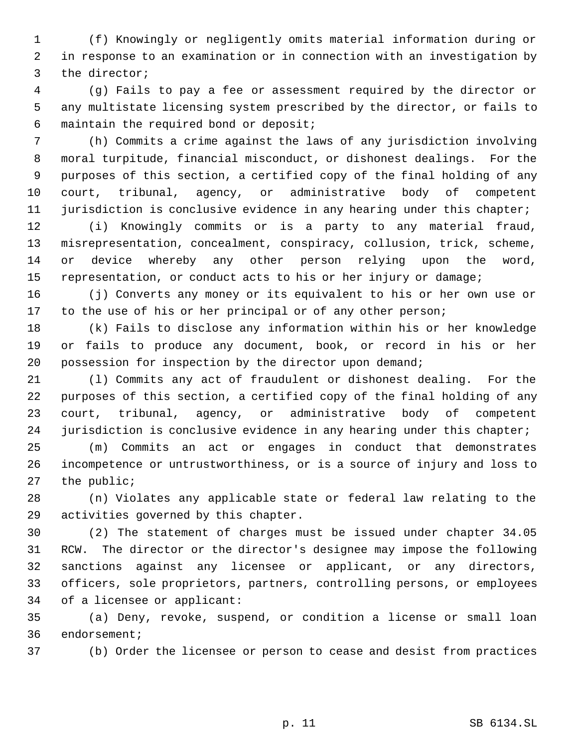(f) Knowingly or negligently omits material information during or in response to an examination or in connection with an investigation by the director;

(g) Fails to pay a fee or assessment required by the director or any multistate licensing system prescribed by the director, or fails to maintain the required bond or deposit;

(h) Commits a crime against the laws of any jurisdiction involving moral turpitude, financial misconduct, or dishonest dealings. For the purposes of this section, a certified copy of the final holding of any court, tribunal, agency, or administrative body of competent jurisdiction is conclusive evidence in any hearing under this chapter;

(i) Knowingly commits or is a party to any material fraud, misrepresentation, concealment, conspiracy, collusion, trick, scheme, or device whereby any other person relying upon the word, representation, or conduct acts to his or her injury or damage;

(j) Converts any money or its equivalent to his or her own use or to the use of his or her principal or of any other person;

(k) Fails to disclose any information within his or her knowledge or fails to produce any document, book, or record in his or her possession for inspection by the director upon demand;

(l) Commits any act of fraudulent or dishonest dealing. For the purposes of this section, a certified copy of the final holding of any court, tribunal, agency, or administrative body of competent jurisdiction is conclusive evidence in any hearing under this chapter;

(m) Commits an act or engages in conduct that demonstrates incompetence or untrustworthiness, or is a source of injury and loss to the public;

(n) Violates any applicable state or federal law relating to the activities governed by this chapter.

(2) The statement of charges must be issued under chapter 34.05 RCW. The director or the director's designee may impose the following sanctions against any licensee or applicant, or any directors, officers, sole proprietors, partners, controlling persons, or employees of a licensee or applicant:

(a) Deny, revoke, suspend, or condition a license or small loan endorsement;

(b) Order the licensee or person to cease and desist from practices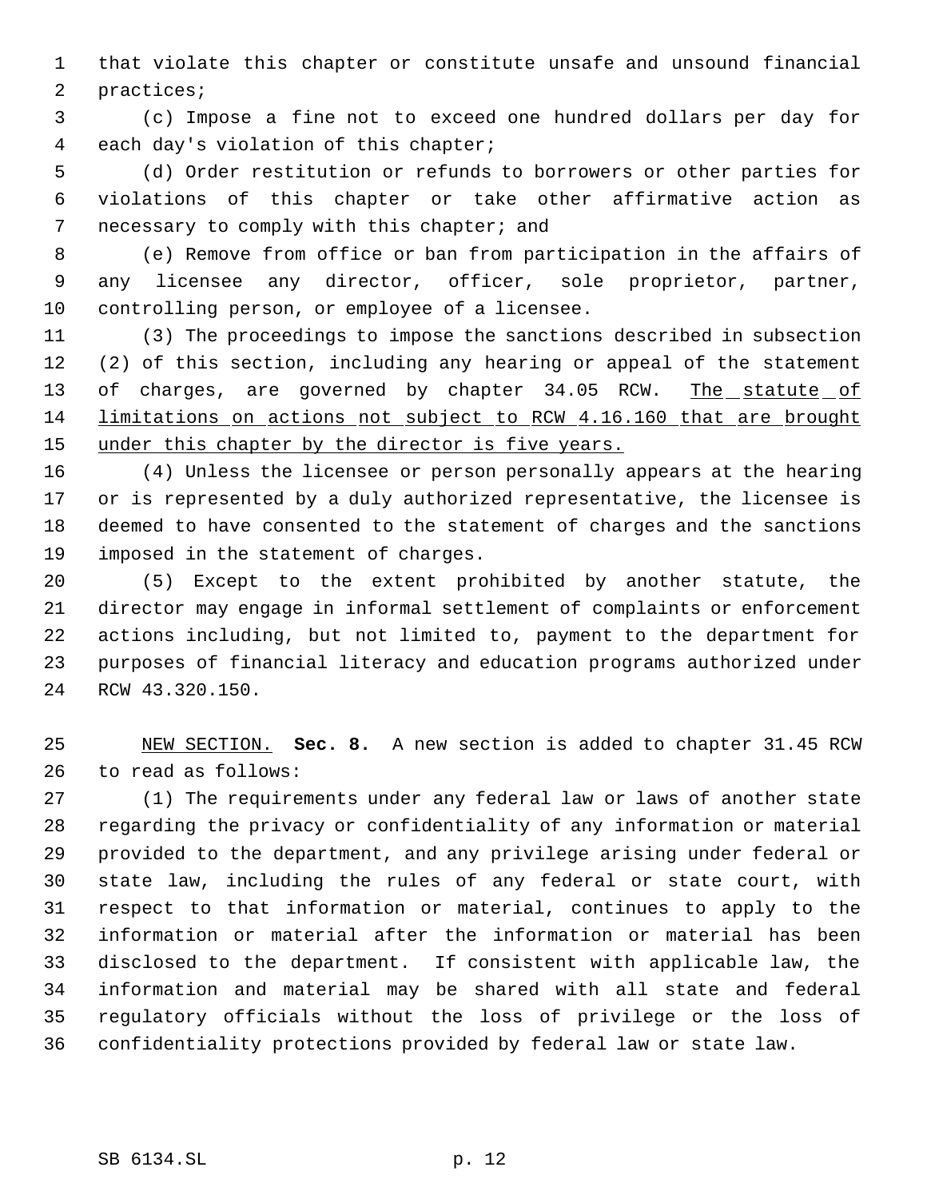that violate this chapter or constitute unsafe and unsound financial practices;

(c) Impose a fine not to exceed one hundred dollars per day for each day's violation of this chapter;

(d) Order restitution or refunds to borrowers or other parties for violations of this chapter or take other affirmative action as necessary to comply with this chapter; and

(e) Remove from office or ban from participation in the affairs of any licensee any director, officer, sole proprietor, partner, controlling person, or employee of a licensee.

(3) The proceedings to impose the sanctions described in subsection (2) of this section, including any hearing or appeal of the statement of charges, are governed by chapter 34.05 RCW. <u>The statute of limitations on actions not subject to RCW 4.16.160 that are brought under this chapter by the director is five years.</u>

(4) Unless the licensee or person personally appears at the hearing or is represented by a duly authorized representative, the licensee is deemed to have consented to the statement of charges and the sanctions imposed in the statement of charges.

(5) Except to the extent prohibited by another statute, the director may engage in informal settlement of complaints or enforcement actions including, but not limited to, payment to the department for purposes of financial literacy and education programs authorized under RCW 43.320.150.

<u>NEW SECTION.</u> **Sec. 8.** A new section is added to chapter 31.45 RCW to read as follows:

(1) The requirements under any federal law or laws of another state regarding the privacy or confidentiality of any information or material provided to the department, and any privilege arising under federal or state law, including the rules of any federal or state court, with respect to that information or material, continues to apply to the information or material after the information or material has been disclosed to the department. If consistent with applicable law, the information and material may be shared with all state and federal regulatory officials without the loss of privilege or the loss of confidentiality protections provided by federal law or state law.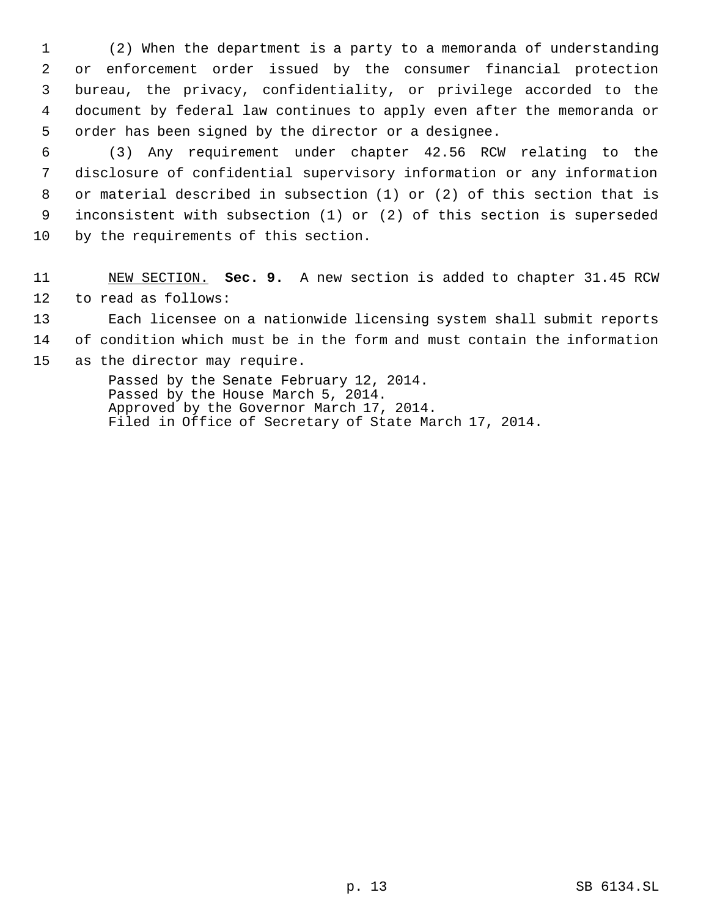(2) When the department is a party to a memoranda of understanding or enforcement order issued by the consumer financial protection bureau, the privacy, confidentiality, or privilege accorded to the document by federal law continues to apply even after the memoranda or order has been signed by the director or a designee.

(3) Any requirement under chapter 42.56 RCW relating to the disclosure of confidential supervisory information or any information or material described in subsection (1) or (2) of this section that is inconsistent with subsection (1) or (2) of this section is superseded by the requirements of this section.

NEW SECTION. **Sec. 9.** A new section is added to chapter 31.45 RCW to read as follows:

Each licensee on a nationwide licensing system shall submit reports of condition which must be in the form and must contain the information as the director may require.

Passed by the Senate February 12, 2014.
Passed by the House March 5, 2014.
Approved by the Governor March 17, 2014.
Filed in Office of Secretary of State March 17, 2014.